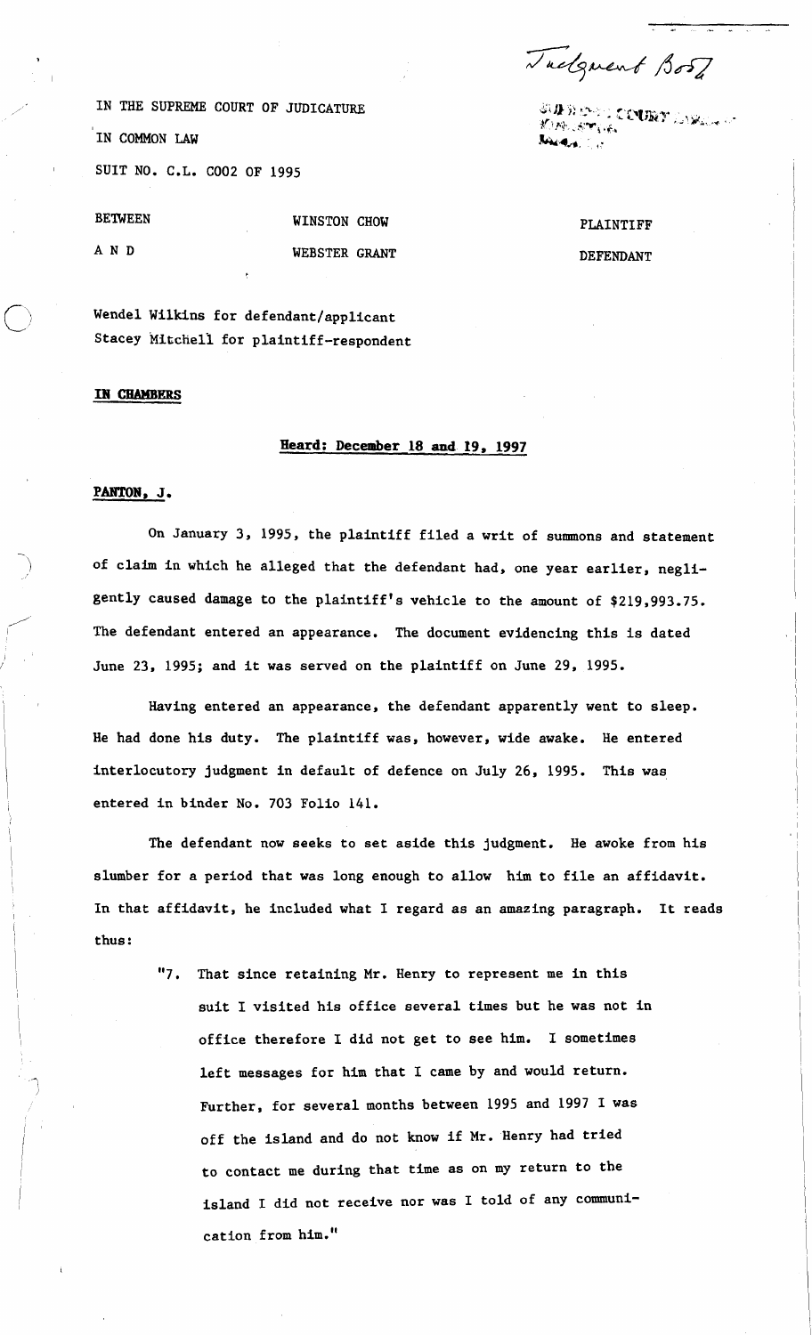Judgment Book

SUPREME COURT LIBRARY KINGSTON JAMAICA

IN THE SUPREME COURT OF JUDICATURE

IN COMMON LAW

SUIT NO. C.L. C002 OF 1995

| | | |
|---|---|---|
| BETWEEN | WINSTON CHOW | PLAINTIFF |
| A N D | WEBSTER GRANT | DEFENDANT |

Wendel Wilkins for defendant/applicant
Stacey Mitchell for plaintiff-respondent

**IN CHAMBERS**

**Heard: December 18 and 19, 1997**

**PANTON, J.**

On January 3, 1995, the plaintiff filed a writ of summons and statement of claim in which he alleged that the defendant had, one year earlier, negligently caused damage to the plaintiff's vehicle to the amount of $219,993.75. The defendant entered an appearance. The document evidencing this is dated June 23, 1995; and it was served on the plaintiff on June 29, 1995.

Having entered an appearance, the defendant apparently went to sleep. He had done his duty. The plaintiff was, however, wide awake. He entered interlocutory judgment in default of defence on July 26, 1995. This was entered in binder No. 703 Folio 141.

The defendant now seeks to set aside this judgment. He awoke from his slumber for a period that was long enough to allow him to file an affidavit. In that affidavit, he included what I regard as an amazing paragraph. It reads thus:

> "7. That since retaining Mr. Henry to represent me in this suit I visited his office several times but he was not in office therefore I did not get to see him. I sometimes left messages for him that I came by and would return. Further, for several months between 1995 and 1997 I was off the island and do not know if Mr. Henry had tried to contact me during that time as on my return to the island I did not receive nor was I told of any communication from him."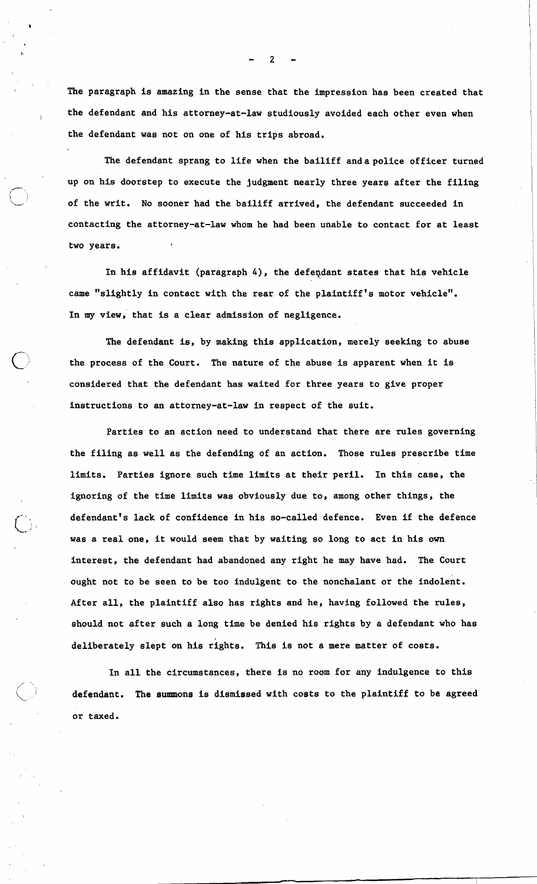The paragraph is amazing in the sense that the impression has been created that the defendant and his attorney-at-law studiously avoided each other even when the defendant was not on one of his trips abroad.

The defendant sprang to life when the bailiff and a police officer turned up on his doorstep to execute the judgment nearly three years after the filing of the writ. No sooner had the bailiff arrived, the defendant succeeded in contacting the attorney-at-law whom he had been unable to contact for at least two years.

In his affidavit (paragraph 4), the defendant states that his vehicle came "slightly in contact with the rear of the plaintiff's motor vehicle". In my view, that is a clear admission of negligence.

The defendant is, by making this application, merely seeking to abuse the process of the Court. The nature of the abuse is apparent when it is considered that the defendant has waited for three years to give proper instructions to an attorney-at-law in respect of the suit.

Parties to an action need to understand that there are rules governing the filing as well as the defending of an action. Those rules prescribe time limits. Parties ignore such time limits at their peril. In this case, the ignoring of the time limits was obviously due to, among other things, the defendant's lack of confidence in his so-called defence. Even if the defence was a real one, it would seem that by waiting so long to act in his own interest, the defendant had abandoned any right he may have had. The Court ought not to be seen to be too indulgent to the nonchalant or the indolent. After all, the plaintiff also has rights and he, having followed the rules, should not after such a long time be denied his rights by a defendant who has deliberately slept on his rights. This is not a mere matter of costs.

In all the circumstances, there is no room for any indulgence to this defendant. The summons is dismissed with costs to the plaintiff to be agreed or taxed.